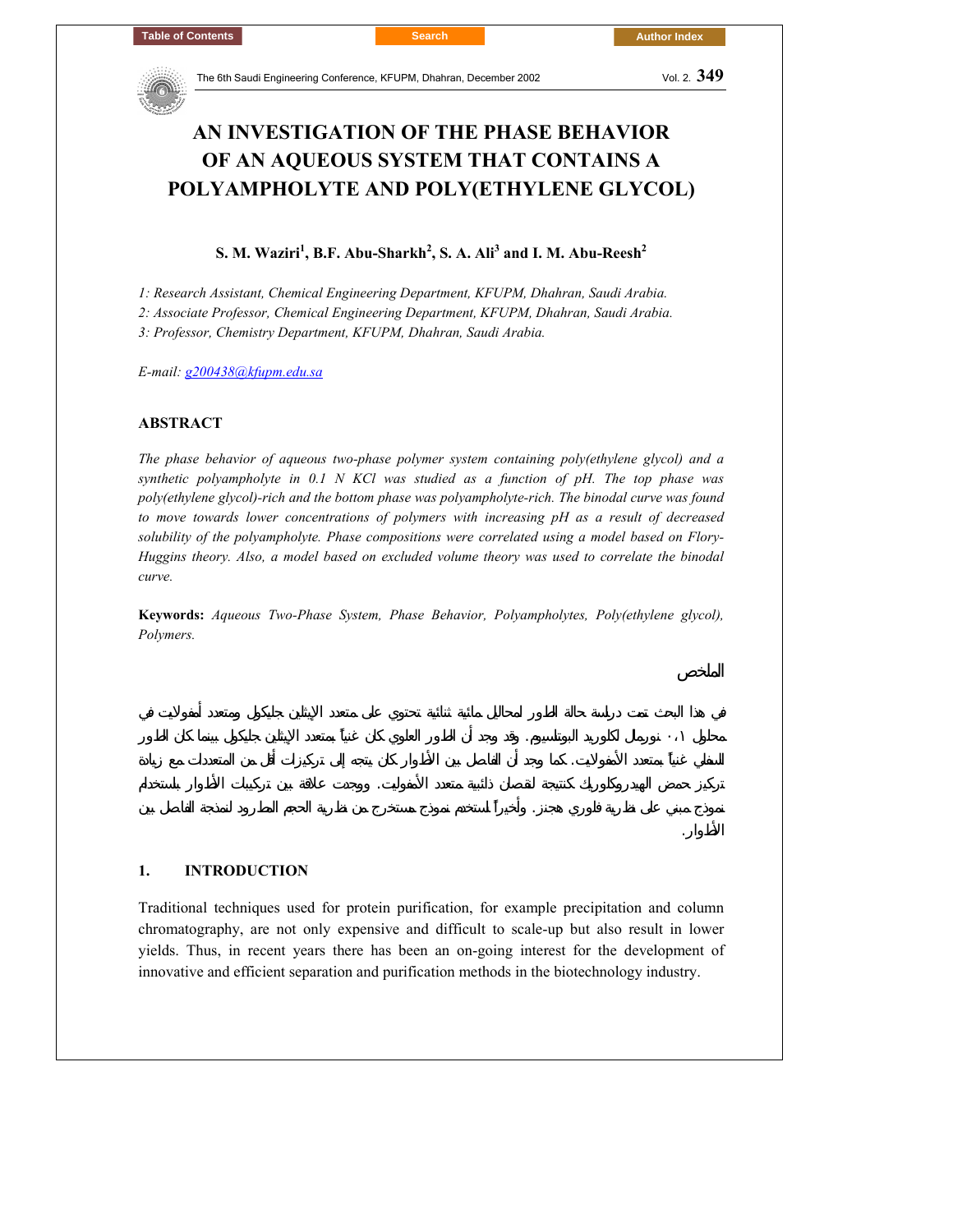# AN INVESTIGATION OF THE PHASE BEHAVIOR OF AN AQUEOUS SYSTEM THAT CONTAINS A POLYAMPHOLYTE AND POLY(ETHYLENE GLYCOL)

**S. M. Waziri[1], B.F. Abu-Sharkh[2], S. A. Ali[3] and I. M. Abu-Reesh[2]**

*1: Research Assistant, Chemical Engineering Department, KFUPM, Dhahran, Saudi Arabia.*
*2: Associate Professor, Chemical Engineering Department, KFUPM, Dhahran, Saudi Arabia.*
*3: Professor, Chemistry Department, KFUPM, Dhahran, Saudi Arabia.*

*E-mail: g200438@kfupm.edu.sa*

## ABSTRACT

*The phase behavior of aqueous two-phase polymer system containing poly(ethylene glycol) and a synthetic polyampholyte in 0.1 N KCl was studied as a function of pH. The top phase was poly(ethylene glycol)-rich and the bottom phase was polyampholyte-rich. The binodal curve was found to move towards lower concentrations of polymers with increasing pH as a result of decreased solubility of the polyampholyte. Phase compositions were correlated using a model based on Flory-Huggins theory. Also, a model based on excluded volume theory was used to correlate the binodal curve.*

**Keywords:** *Aqueous Two-Phase System, Phase Behavior, Polyampholytes, Poly(ethylene glycol), Polymers.*

## الملخص

في هذا البحث تمت دراسة حالة الطور لمحاليل مائية ثنائية تحتوي على متعدد الإيثلين جليكول ومتعدد أمفولايت في محلول ٠،١ نورمال لكلوريد البوتاسيوم. وقد وجد أن الطور العلوي كان غنياً بمتعدد الإيثلين جليكول بينما كان الطور السفلي غنياً بمتعدد الأمفولايت. كما وجد أن الفاصل بين الأطوار كان يتجه إلى تركيزات أقل من المتعددات مع زيادة تركيز حمض الهيدروكلوريك كنتيجة لقصان ذائبية متعدد الأمفوليت. ووجدت علاقة بين تركيبات الأطوار باستخدام نموذج مبني على نظرية فلوري هجنز. وأخيراً استخدم نموذج مستخرج من نظرية الحجم المطرود لنمذجة الفاصل بين الأطوار.

## 1. INTRODUCTION

Traditional techniques used for protein purification, for example precipitation and column chromatography, are not only expensive and difficult to scale-up but also result in lower yields. Thus, in recent years there has been an on-going interest for the development of innovative and efficient separation and purification methods in the biotechnology industry.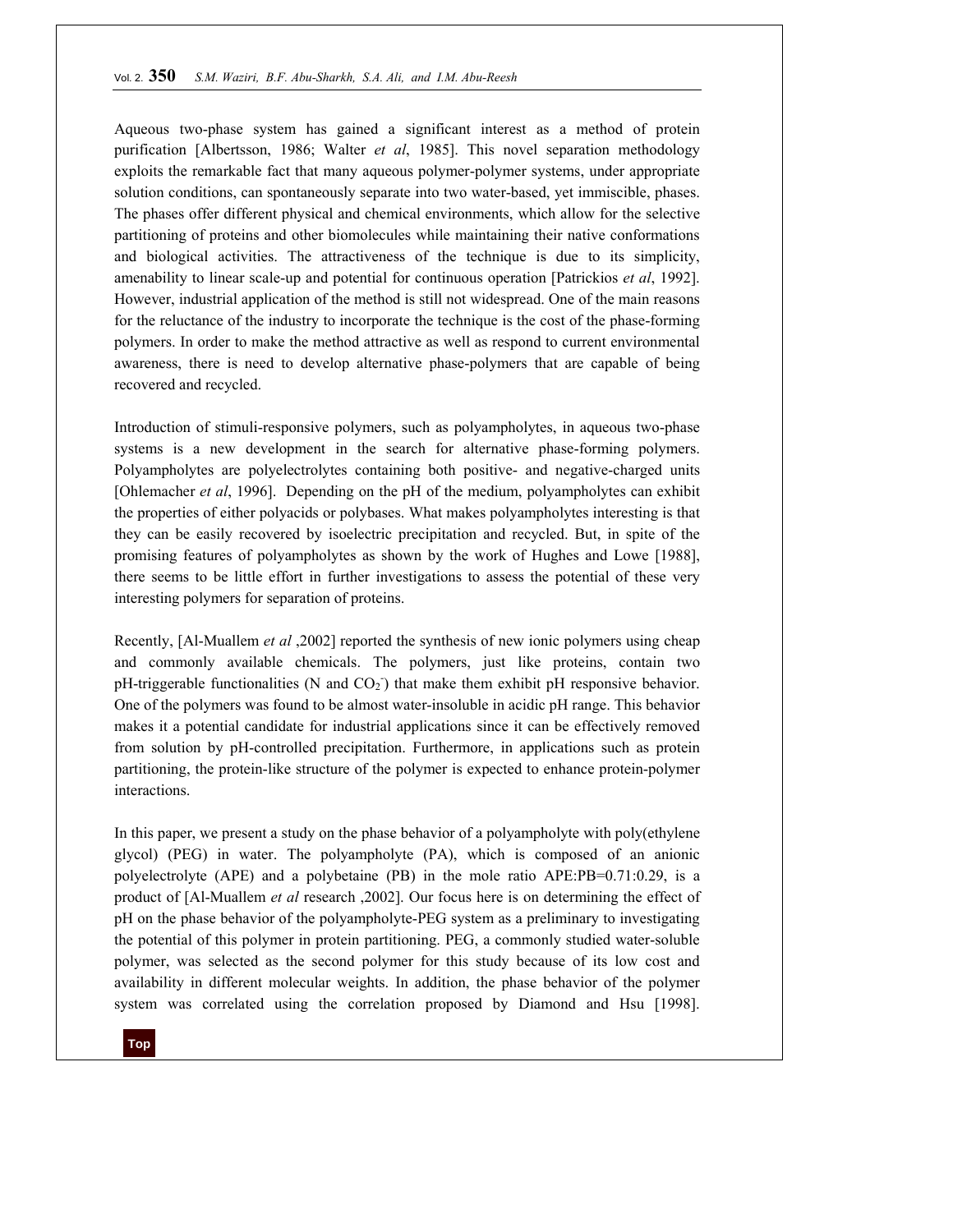Aqueous two-phase system has gained a significant interest as a method of protein purification [Albertsson, 1986; Walter *et al*, 1985]. This novel separation methodology exploits the remarkable fact that many aqueous polymer-polymer systems, under appropriate solution conditions, can spontaneously separate into two water-based, yet immiscible, phases. The phases offer different physical and chemical environments, which allow for the selective partitioning of proteins and other biomolecules while maintaining their native conformations and biological activities. The attractiveness of the technique is due to its simplicity, amenability to linear scale-up and potential for continuous operation [Patrickios *et al*, 1992]. However, industrial application of the method is still not widespread. One of the main reasons for the reluctance of the industry to incorporate the technique is the cost of the phase-forming polymers. In order to make the method attractive as well as respond to current environmental awareness, there is need to develop alternative phase-polymers that are capable of being recovered and recycled.

Introduction of stimuli-responsive polymers, such as polyampholytes, in aqueous two-phase systems is a new development in the search for alternative phase-forming polymers. Polyampholytes are polyelectrolytes containing both positive- and negative-charged units [Ohlemacher *et al*, 1996]. Depending on the pH of the medium, polyampholytes can exhibit the properties of either polyacids or polybases. What makes polyampholytes interesting is that they can be easily recovered by isoelectric precipitation and recycled. But, in spite of the promising features of polyampholytes as shown by the work of Hughes and Lowe [1988], there seems to be little effort in further investigations to assess the potential of these very interesting polymers for separation of proteins.

Recently, [Al-Muallem *et al* ,2002] reported the synthesis of new ionic polymers using cheap and commonly available chemicals. The polymers, just like proteins, contain two pH-triggerable functionalities (N and $CO_2^-$) that make them exhibit pH responsive behavior. One of the polymers was found to be almost water-insoluble in acidic pH range. This behavior makes it a potential candidate for industrial applications since it can be effectively removed from solution by pH-controlled precipitation. Furthermore, in applications such as protein partitioning, the protein-like structure of the polymer is expected to enhance protein-polymer interactions.

In this paper, we present a study on the phase behavior of a polyampholyte with poly(ethylene glycol) (PEG) in water. The polyampholyte (PA), which is composed of an anionic polyelectrolyte (APE) and a polybetaine (PB) in the mole ratio APE:PB=0.71:0.29, is a product of [Al-Muallem *et al* research ,2002]. Our focus here is on determining the effect of pH on the phase behavior of the polyampholyte-PEG system as a preliminary to investigating the potential of this polymer in protein partitioning. PEG, a commonly studied water-soluble polymer, was selected as the second polymer for this study because of its low cost and availability in different molecular weights. In addition, the phase behavior of the polymer system was correlated using the correlation proposed by Diamond and Hsu [1998].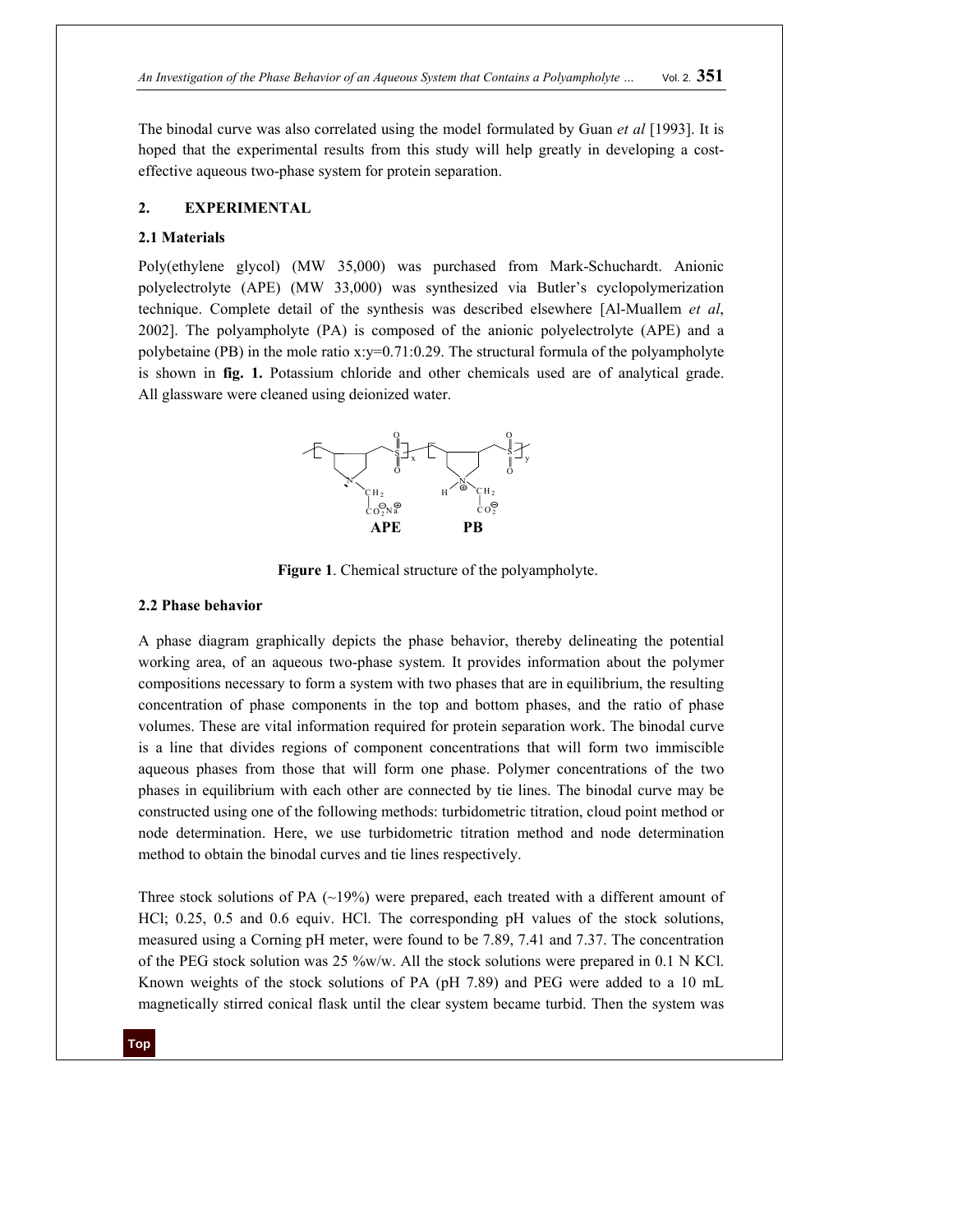The binodal curve was also correlated using the model formulated by Guan *et al* [1993]. It is hoped that the experimental results from this study will help greatly in developing a cost-effective aqueous two-phase system for protein separation.

## 2. EXPERIMENTAL

### 2.1 Materials

Poly(ethylene glycol) (MW 35,000) was purchased from Mark-Schuchardt. Anionic polyelectrolyte (APE) (MW 33,000) was synthesized via Butler's cyclopolymerization technique. Complete detail of the synthesis was described elsewhere [Al-Muallem *et al*, 2002]. The polyampholyte (PA) is composed of the anionic polyelectrolyte (APE) and a polybetaine (PB) in the mole ratio x:y=0.71:0.29. The structural formula of the polyampholyte is shown in **fig. 1.** Potassium chloride and other chemicals used are of analytical grade. All glassware were cleaned using deionized water.

**Figure 1**. Chemical structure of the polyampholyte.

### 2.2 Phase behavior

A phase diagram graphically depicts the phase behavior, thereby delineating the potential working area, of an aqueous two-phase system. It provides information about the polymer compositions necessary to form a system with two phases that are in equilibrium, the resulting concentration of phase components in the top and bottom phases, and the ratio of phase volumes. These are vital information required for protein separation work. The binodal curve is a line that divides regions of component concentrations that will form two immiscible aqueous phases from those that will form one phase. Polymer concentrations of the two phases in equilibrium with each other are connected by tie lines. The binodal curve may be constructed using one of the following methods: turbidometric titration, cloud point method or node determination. Here, we use turbidometric titration method and node determination method to obtain the binodal curves and tie lines respectively.

Three stock solutions of PA (~19%) were prepared, each treated with a different amount of HCl; 0.25, 0.5 and 0.6 equiv. HCl. The corresponding pH values of the stock solutions, measured using a Corning pH meter, were found to be 7.89, 7.41 and 7.37. The concentration of the PEG stock solution was 25 %w/w. All the stock solutions were prepared in 0.1 N KCl. Known weights of the stock solutions of PA (pH 7.89) and PEG were added to a 10 mL magnetically stirred conical flask until the clear system became turbid. Then the system was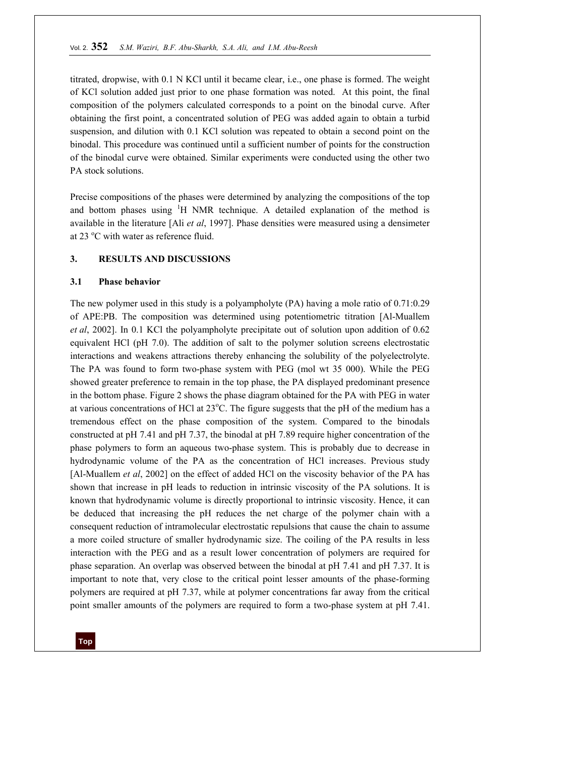titrated, dropwise, with 0.1 N KCl until it became clear, i.e., one phase is formed. The weight of KCl solution added just prior to one phase formation was noted. At this point, the final composition of the polymers calculated corresponds to a point on the binodal curve. After obtaining the first point, a concentrated solution of PEG was added again to obtain a turbid suspension, and dilution with 0.1 KCl solution was repeated to obtain a second point on the binodal. This procedure was continued until a sufficient number of points for the construction of the binodal curve were obtained. Similar experiments were conducted using the other two PA stock solutions.

Precise compositions of the phases were determined by analyzing the compositions of the top and bottom phases using $^1H$ NMR technique. A detailed explanation of the method is available in the literature [Ali *et al*, 1997]. Phase densities were measured using a densimeter at 23 °C with water as reference fluid.

## 3. RESULTS AND DISCUSSIONS

### 3.1 Phase behavior

The new polymer used in this study is a polyampholyte (PA) having a mole ratio of 0.71:0.29 of APE:PB. The composition was determined using potentiometric titration [Al-Muallem *et al*, 2002]. In 0.1 KCl the polyampholyte precipitate out of solution upon addition of 0.62 equivalent HCl (pH 7.0). The addition of salt to the polymer solution screens electrostatic interactions and weakens attractions thereby enhancing the solubility of the polyelectrolyte. The PA was found to form two-phase system with PEG (mol wt 35 000). While the PEG showed greater preference to remain in the top phase, the PA displayed predominant presence in the bottom phase. Figure 2 shows the phase diagram obtained for the PA with PEG in water at various concentrations of HCl at 23°C. The figure suggests that the pH of the medium has a tremendous effect on the phase composition of the system. Compared to the binodals constructed at pH 7.41 and pH 7.37, the binodal at pH 7.89 require higher concentration of the phase polymers to form an aqueous two-phase system. This is probably due to decrease in hydrodynamic volume of the PA as the concentration of HCl increases. Previous study [Al-Muallem *et al*, 2002] on the effect of added HCl on the viscosity behavior of the PA has shown that increase in pH leads to reduction in intrinsic viscosity of the PA solutions. It is known that hydrodynamic volume is directly proportional to intrinsic viscosity. Hence, it can be deduced that increasing the pH reduces the net charge of the polymer chain with a consequent reduction of intramolecular electrostatic repulsions that cause the chain to assume a more coiled structure of smaller hydrodynamic size. The coiling of the PA results in less interaction with the PEG and as a result lower concentration of polymers are required for phase separation. An overlap was observed between the binodal at pH 7.41 and pH 7.37. It is important to note that, very close to the critical point lesser amounts of the phase-forming polymers are required at pH 7.37, while at polymer concentrations far away from the critical point smaller amounts of the polymers are required to form a two-phase system at pH 7.41.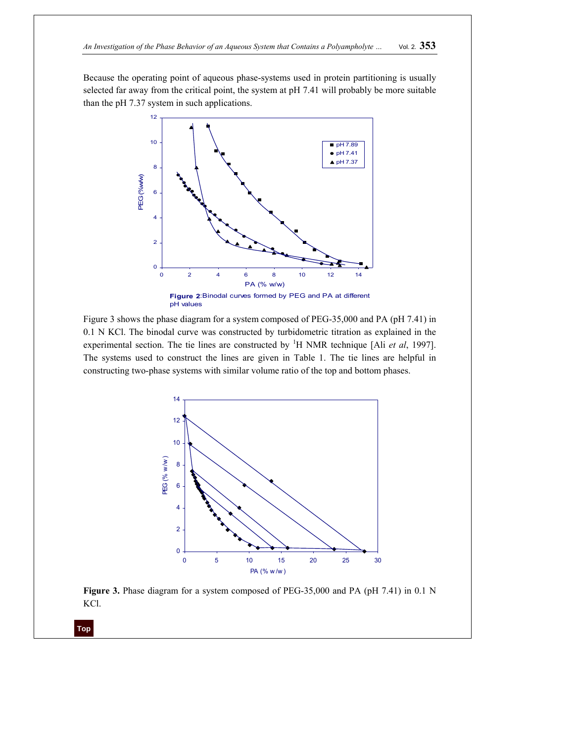Because the operating point of aqueous phase-systems used in protein partitioning is usually selected far away from the critical point, the system at pH 7.41 will probably be more suitable than the pH 7.37 system in such applications.

**Figure 2**:Binodal curves formed by PEG and PA at different pH values

Figure 3 shows the phase diagram for a system composed of PEG-35,000 and PA (pH 7.41) in 0.1 N KCl. The binodal curve was constructed by turbidometric titration as explained in the experimental section. The tie lines are constructed by $^{1}$H NMR technique [Ali *et al*, 1997]. The systems used to construct the lines are given in Table 1. The tie lines are helpful in constructing two-phase systems with similar volume ratio of the top and bottom phases.

**Figure 3.** Phase diagram for a system composed of PEG-35,000 and PA (pH 7.41) in 0.1 N KCl.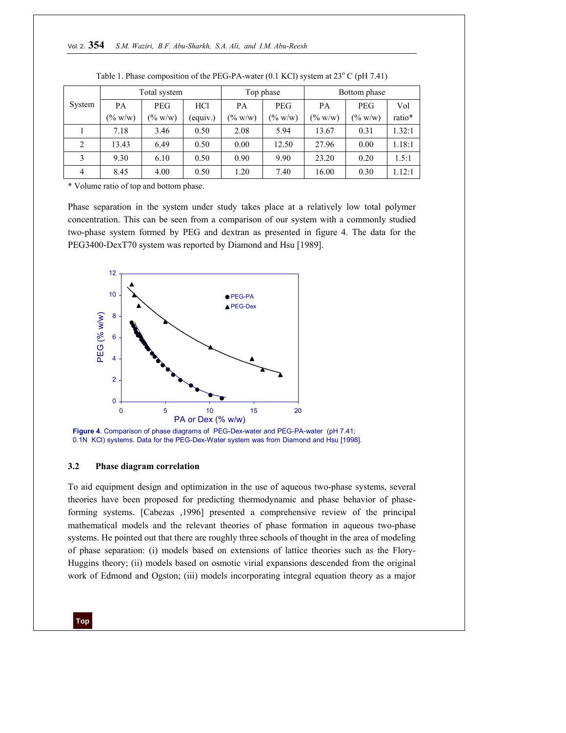Table 1. Phase composition of the PEG-PA-water (0.1 KCl) system at 23° C (pH 7.41)

| System | Total system | | | Top phase | | Bottom phase | | |
|---|---|---|---|---|---|---|---|---|
| | PA (% w/w) | PEG (% w/w) | HCl (equiv.) | PA (% w/w) | PEG (% w/w) | PA (% w/w) | PEG (% w/w) | Vol ratio* |
| 1 | 7.18 | 3.46 | 0.50 | 2.08 | 5.94 | 13.67 | 0.31 | 1.32:1 |
| 2 | 13.43 | 6.49 | 0.50 | 0.00 | 12.50 | 27.96 | 0.00 | 1.18:1 |
| 3 | 9.30 | 6.10 | 0.50 | 0.90 | 9.90 | 23.20 | 0.20 | 1.5:1 |
| 4 | 8.45 | 4.00 | 0.50 | 1.20 | 7.40 | 16.00 | 0.30 | 1.12:1 |

* Volume ratio of top and bottom phase.

Phase separation in the system under study takes place at a relatively low total polymer concentration. This can be seen from a comparison of our system with a commonly studied two-phase system formed by PEG and dextran as presented in figure 4. The data for the PEG3400-DexT70 system was reported by Diamond and Hsu [1989].

**Figure 4**. Comparison of phase diagrams of PEG-Dex-water and PEG-PA-water (pH 7.41; 0.1N KCl) systems. Data for the PEG-Dex-Water system was from Diamond and Hsu [1998].

### 3.2 Phase diagram correlation

To aid equipment design and optimization in the use of aqueous two-phase systems, several theories have been proposed for predicting thermodynamic and phase behavior of phase-forming systems. [Cabezas ,1996] presented a comprehensive review of the principal mathematical models and the relevant theories of phase formation in aqueous two-phase systems. He pointed out that there are roughly three schools of thought in the area of modeling of phase separation: (i) models based on extensions of lattice theories such as the Flory-Huggins theory; (ii) models based on osmotic virial expansions descended from the original work of Edmond and Ogston; (iii) models incorporating integral equation theory as a major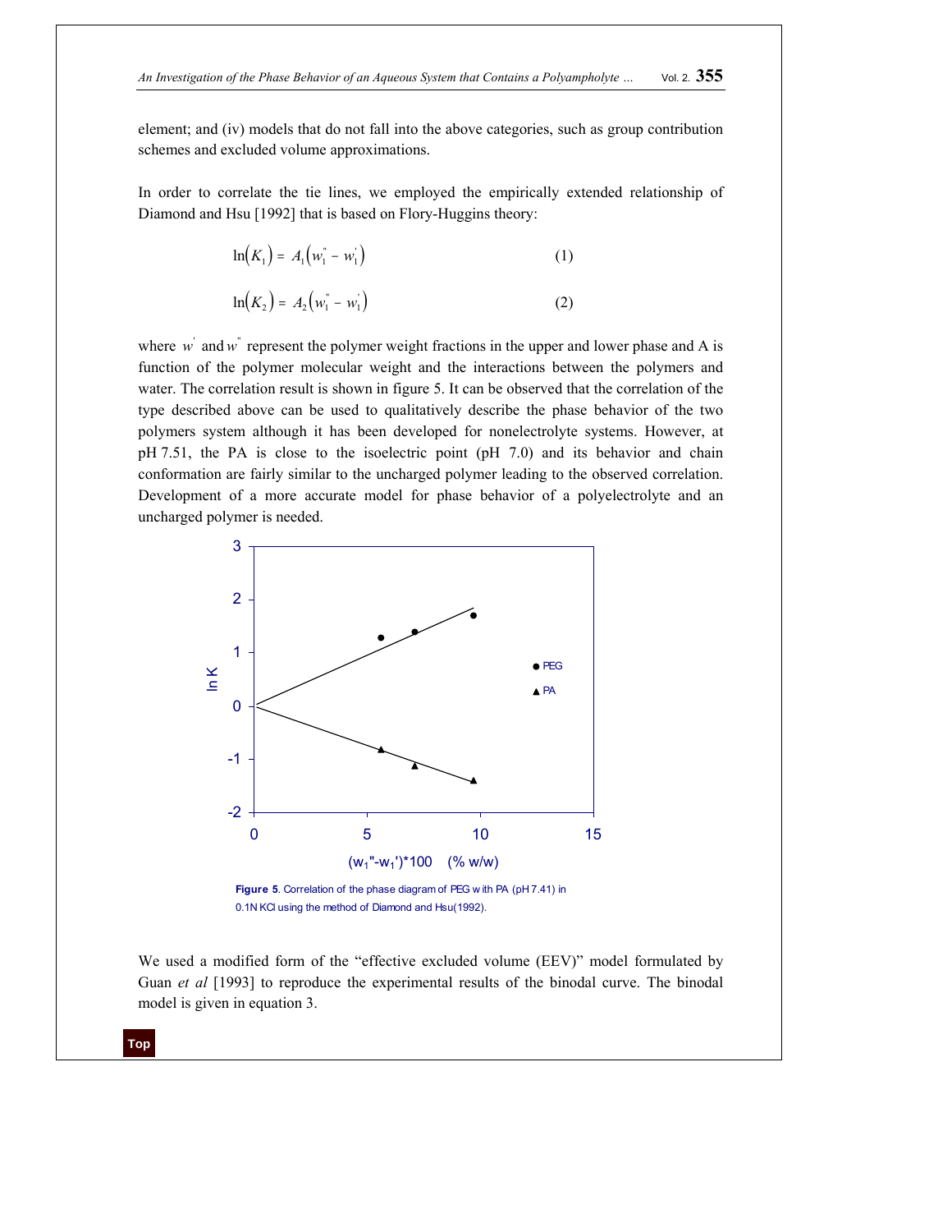element; and (iv) models that do not fall into the above categories, such as group contribution schemes and excluded volume approximations.

In order to correlate the tie lines, we employed the empirically extended relationship of Diamond and Hsu [1992] that is based on Flory-Huggins theory:

$$\ln\left(K_1\right) = A_1\left(w_1^{"} - w_1^{'}\right) \tag{1}$$

$$\ln\left(K_2\right) = A_2\left(w_1^{"} - w_1^{'}\right) \tag{2}$$

where $w^{'}$ and $w^{"}$ represent the polymer weight fractions in the upper and lower phase and A is function of the polymer molecular weight and the interactions between the polymers and water. The correlation result is shown in figure 5. It can be observed that the correlation of the type described above can be used to qualitatively describe the phase behavior of the two polymers system although it has been developed for nonelectrolyte systems. However, at pH 7.51, the PA is close to the isoelectric point (pH 7.0) and its behavior and chain conformation are fairly similar to the uncharged polymer leading to the observed correlation. Development of a more accurate model for phase behavior of a polyelectrolyte and an uncharged polymer is needed.

**Figure 5**. Correlation of the phase diagram of PEG with PA (pH 7.41) in 0.1N KCl using the method of Diamond and Hsu(1992).

We used a modified form of the "effective excluded volume (EEV)" model formulated by Guan *et al* [1993] to reproduce the experimental results of the binodal curve. The binodal model is given in equation 3.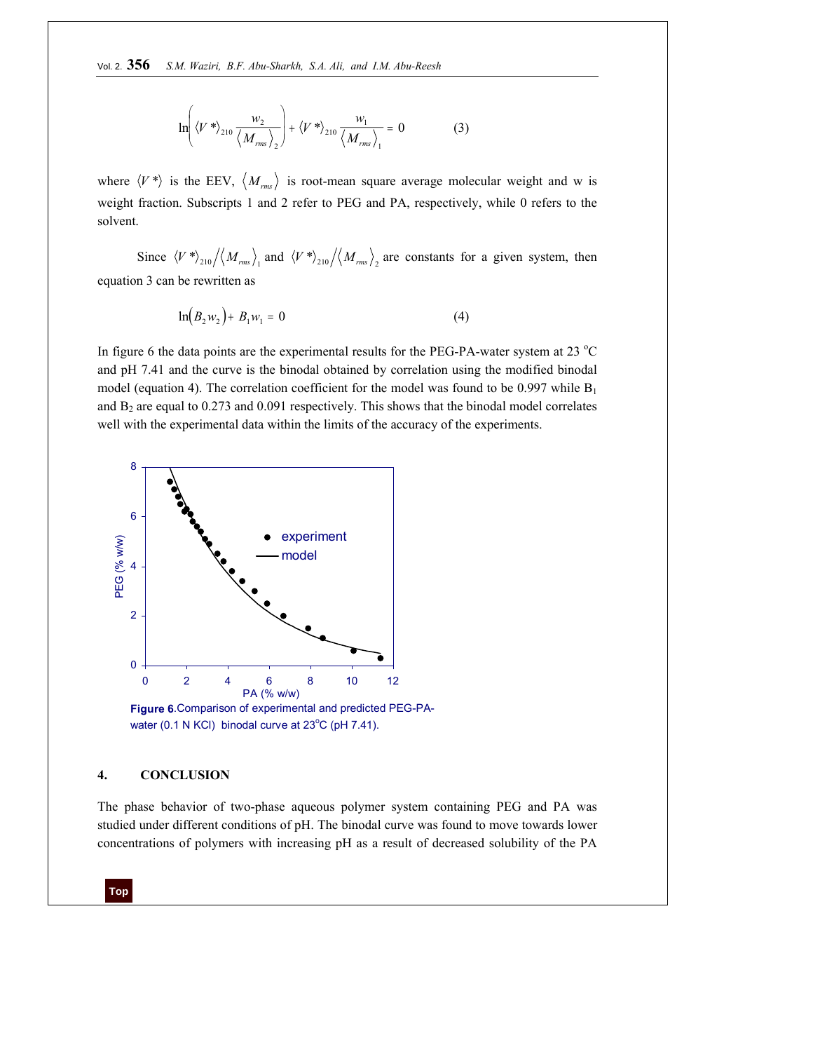$$\ln\left(\langle V^*\rangle_{210}\frac{w_2}{\langle M_{rms}\rangle_2}\right)+\langle V^*\rangle_{210}\frac{w_1}{\langle M_{rms}\rangle_1}=0 \qquad (3)$$

where $\langle V^*\rangle$ is the EEV, $\langle M_{rms}\rangle$ is root-mean square average molecular weight and w is weight fraction. Subscripts 1 and 2 refer to PEG and PA, respectively, while 0 refers to the solvent.

Since $\langle V^*\rangle_{210}/\langle M_{rms}\rangle_1$ and $\langle V^*\rangle_{210}/\langle M_{rms}\rangle_2$ are constants for a given system, then equation 3 can be rewritten as

$$\ln\left(B_2 w_2\right)+B_1 w_1=0 \qquad (4)$$

In figure 6 the data points are the experimental results for the PEG-PA-water system at 23 $^oC$ and pH 7.41 and the curve is the binodal obtained by correlation using the modified binodal model (equation 4). The correlation coefficient for the model was found to be 0.997 while $B_1$ and $B_2$ are equal to 0.273 and 0.091 respectively. This shows that the binodal model correlates well with the experimental data within the limits of the accuracy of the experiments.

**Figure 6.** Comparison of experimental and predicted PEG-PA-water (0.1 N KCl) binodal curve at 23$^o$C (pH 7.41).

## 4. CONCLUSION

The phase behavior of two-phase aqueous polymer system containing PEG and PA was studied under different conditions of pH. The binodal curve was found to move towards lower concentrations of polymers with increasing pH as a result of decreased solubility of the PA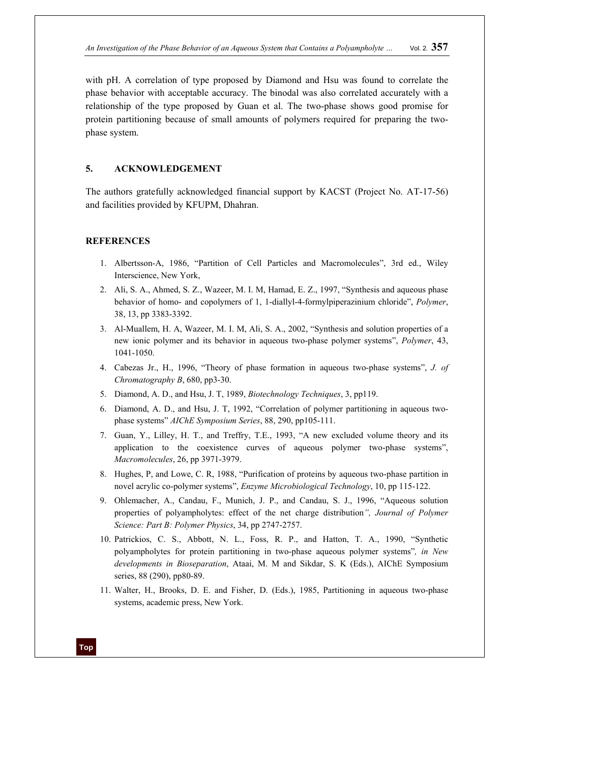with pH. A correlation of type proposed by Diamond and Hsu was found to correlate the phase behavior with acceptable accuracy. The binodal was also correlated accurately with a relationship of the type proposed by Guan et al. The two-phase shows good promise for protein partitioning because of small amounts of polymers required for preparing the two-phase system.

## 5. ACKNOWLEDGEMENT

The authors gratefully acknowledged financial support by KACST (Project No. AT-17-56) and facilities provided by KFUPM, Dhahran.

## REFERENCES

1. Albertsson-A, 1986, "Partition of Cell Particles and Macromolecules", 3rd ed., Wiley Interscience, New York,
2. Ali, S. A., Ahmed, S. Z., Wazeer, M. I. M, Hamad, E. Z., 1997, "Synthesis and aqueous phase behavior of homo- and copolymers of 1, 1-diallyl-4-formylpiperazinium chloride", *Polymer*, 38, 13, pp 3383-3392.
3. Al-Muallem, H. A, Wazeer, M. I. M, Ali, S. A., 2002, "Synthesis and solution properties of a new ionic polymer and its behavior in aqueous two-phase polymer systems", *Polymer*, 43, 1041-1050.
4. Cabezas Jr., H., 1996, "Theory of phase formation in aqueous two-phase systems", *J. of Chromatography B*, 680, pp3-30.
5. Diamond, A. D., and Hsu, J. T, 1989, *Biotechnology Techniques*, 3, pp119.
6. Diamond, A. D., and Hsu, J. T, 1992, "Correlation of polymer partitioning in aqueous two-phase systems" *AIChE Symposium Series*, 88, 290, pp105-111.
7. Guan, Y., Lilley, H. T., and Treffry, T.E., 1993, "A new excluded volume theory and its application to the coexistence curves of aqueous polymer two-phase systems", *Macromolecules*, 26, pp 3971-3979.
8. Hughes, P, and Lowe, C. R, 1988, "Purification of proteins by aqueous two-phase partition in novel acrylic co-polymer systems", *Enzyme Microbiological Technology*, 10, pp 115-122.
9. Ohlemacher, A., Candau, F., Munich, J. P., and Candau, S. J., 1996, "Aqueous solution properties of polyampholytes: effect of the net charge distribution*", Journal of Polymer Science: Part B: Polymer Physics*, 34, pp 2747-2757.
10. Patrickios, C. S., Abbott, N. L., Foss, R. P., and Hatton, T. A., 1990, "Synthetic polyampholytes for protein partitioning in two-phase aqueous polymer systems"*, in New developments in Bioseparation*, Ataai, M. M and Sikdar, S. K (Eds.), AIChE Symposium series, 88 (290), pp80-89.
11. Walter, H., Brooks, D. E. and Fisher, D. (Eds.), 1985, Partitioning in aqueous two-phase systems, academic press, New York.

Top